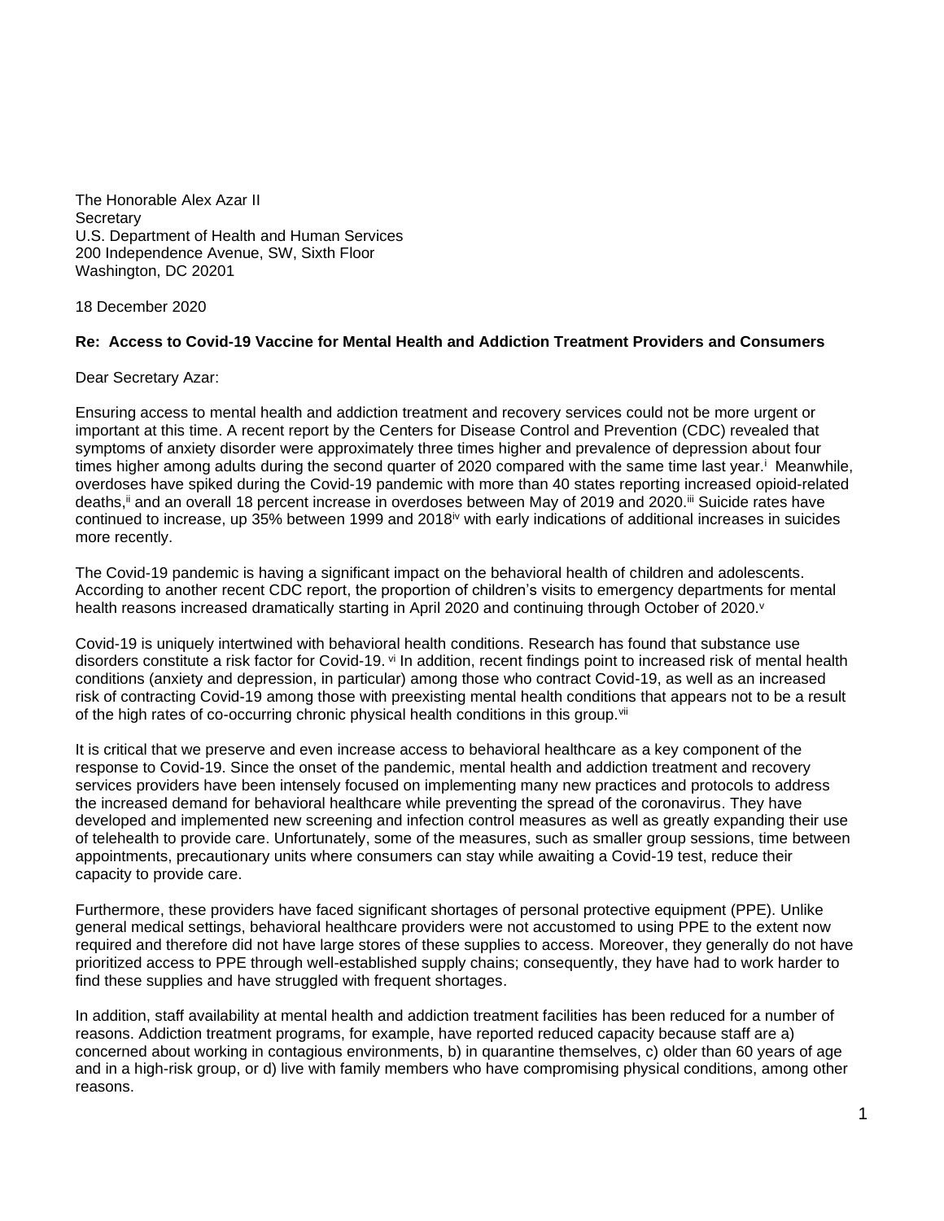The Honorable Alex Azar II
Secretary
U.S. Department of Health and Human Services
200 Independence Avenue, SW, Sixth Floor
Washington, DC 20201

18 December 2020

**Re: Access to Covid-19 Vaccine for Mental Health and Addiction Treatment Providers and Consumers**

Dear Secretary Azar:

Ensuring access to mental health and addiction treatment and recovery services could not be more urgent or important at this time. A recent report by the Centers for Disease Control and Prevention (CDC) revealed that symptoms of anxiety disorder were approximately three times higher and prevalence of depression about four times higher among adults during the second quarter of 2020 compared with the same time last year.[i] Meanwhile, overdoses have spiked during the Covid-19 pandemic with more than 40 states reporting increased opioid-related deaths,[ii] and an overall 18 percent increase in overdoses between May of 2019 and 2020.[iii] Suicide rates have continued to increase, up 35% between 1999 and 2018[iv] with early indications of additional increases in suicides more recently.

The Covid-19 pandemic is having a significant impact on the behavioral health of children and adolescents. According to another recent CDC report, the proportion of children's visits to emergency departments for mental health reasons increased dramatically starting in April 2020 and continuing through October of 2020.[v]

Covid-19 is uniquely intertwined with behavioral health conditions. Research has found that substance use disorders constitute a risk factor for Covid-19.[vi] In addition, recent findings point to increased risk of mental health conditions (anxiety and depression, in particular) among those who contract Covid-19, as well as an increased risk of contracting Covid-19 among those with preexisting mental health conditions that appears not to be a result of the high rates of co-occurring chronic physical health conditions in this group.[vii]

It is critical that we preserve and even increase access to behavioral healthcare as a key component of the response to Covid-19. Since the onset of the pandemic, mental health and addiction treatment and recovery services providers have been intensely focused on implementing many new practices and protocols to address the increased demand for behavioral healthcare while preventing the spread of the coronavirus. They have developed and implemented new screening and infection control measures as well as greatly expanding their use of telehealth to provide care. Unfortunately, some of the measures, such as smaller group sessions, time between appointments, precautionary units where consumers can stay while awaiting a Covid-19 test, reduce their capacity to provide care.

Furthermore, these providers have faced significant shortages of personal protective equipment (PPE). Unlike general medical settings, behavioral healthcare providers were not accustomed to using PPE to the extent now required and therefore did not have large stores of these supplies to access. Moreover, they generally do not have prioritized access to PPE through well-established supply chains; consequently, they have had to work harder to find these supplies and have struggled with frequent shortages.

In addition, staff availability at mental health and addiction treatment facilities has been reduced for a number of reasons. Addiction treatment programs, for example, have reported reduced capacity because staff are a) concerned about working in contagious environments, b) in quarantine themselves, c) older than 60 years of age and in a high-risk group, or d) live with family members who have compromising physical conditions, among other reasons.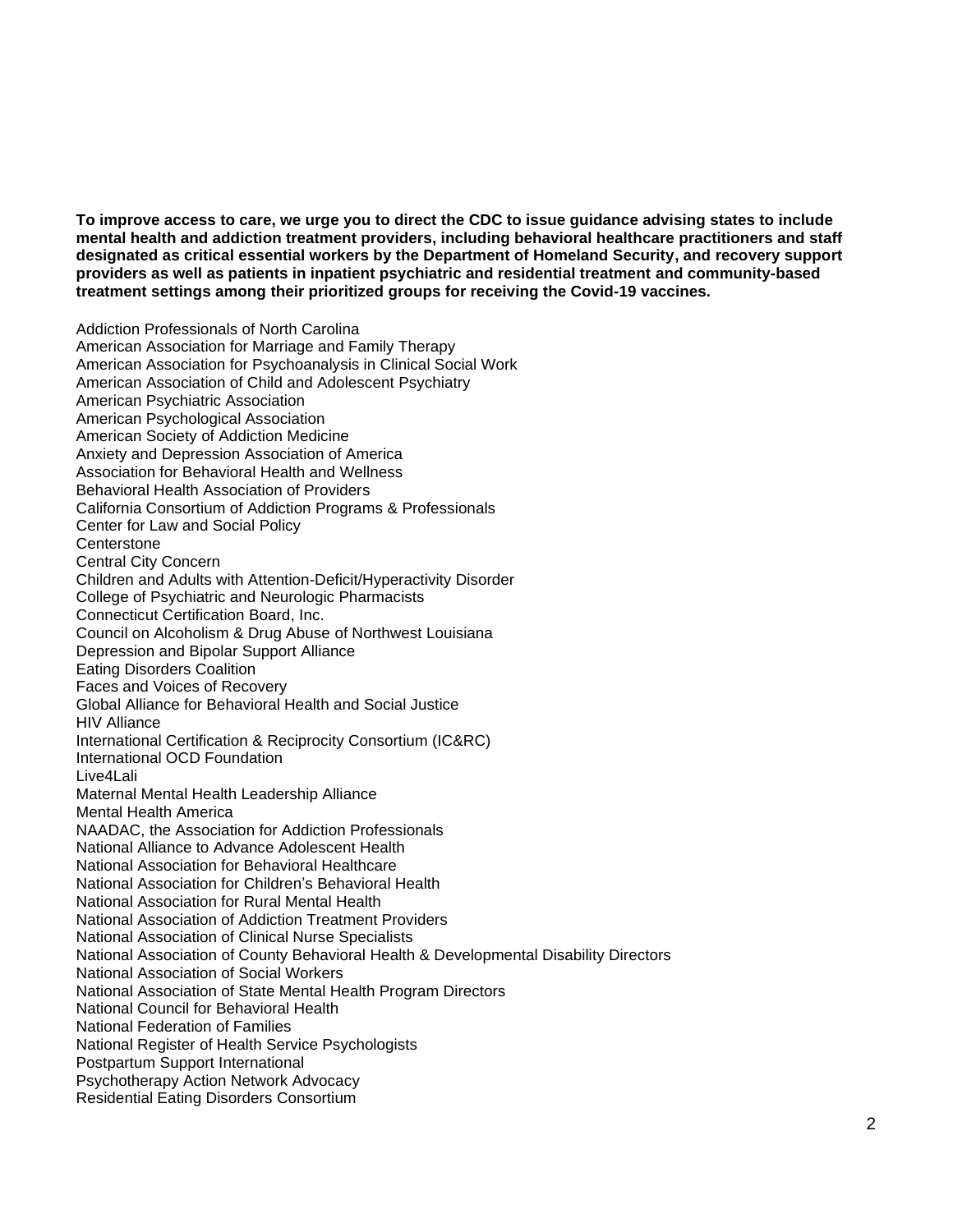**To improve access to care, we urge you to direct the CDC to issue guidance advising states to include mental health and addiction treatment providers, including behavioral healthcare practitioners and staff designated as critical essential workers by the Department of Homeland Security, and recovery support providers as well as patients in inpatient psychiatric and residential treatment and community-based treatment settings among their prioritized groups for receiving the Covid-19 vaccines.**

Addiction Professionals of North Carolina
American Association for Marriage and Family Therapy
American Association for Psychoanalysis in Clinical Social Work
American Association of Child and Adolescent Psychiatry
American Psychiatric Association
American Psychological Association
American Society of Addiction Medicine
Anxiety and Depression Association of America
Association for Behavioral Health and Wellness
Behavioral Health Association of Providers
California Consortium of Addiction Programs & Professionals
Center for Law and Social Policy
Centerstone
Central City Concern
Children and Adults with Attention-Deficit/Hyperactivity Disorder
College of Psychiatric and Neurologic Pharmacists
Connecticut Certification Board, Inc.
Council on Alcoholism & Drug Abuse of Northwest Louisiana
Depression and Bipolar Support Alliance
Eating Disorders Coalition
Faces and Voices of Recovery
Global Alliance for Behavioral Health and Social Justice
HIV Alliance
International Certification & Reciprocity Consortium (IC&RC)
International OCD Foundation
Live4Lali
Maternal Mental Health Leadership Alliance
Mental Health America
NAADAC, the Association for Addiction Professionals
National Alliance to Advance Adolescent Health
National Association for Behavioral Healthcare
National Association for Children's Behavioral Health
National Association for Rural Mental Health
National Association of Addiction Treatment Providers
National Association of Clinical Nurse Specialists
National Association of County Behavioral Health & Developmental Disability Directors
National Association of Social Workers
National Association of State Mental Health Program Directors
National Council for Behavioral Health
National Federation of Families
National Register of Health Service Psychologists
Postpartum Support International
Psychotherapy Action Network Advocacy
Residential Eating Disorders Consortium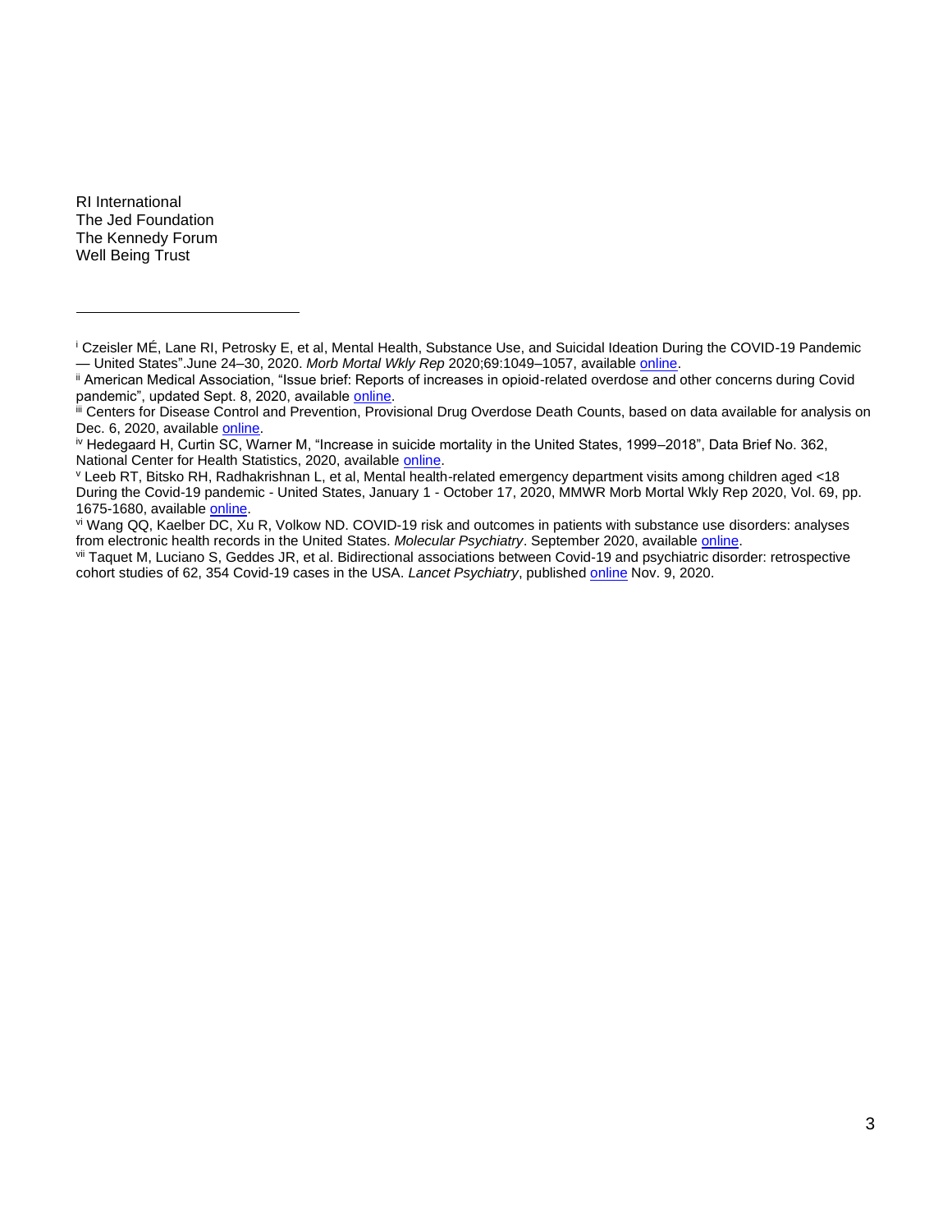RI International
The Jed Foundation
The Kennedy Forum
Well Being Trust

---

[i] Czeisler MÉ, Lane RI, Petrosky E, et al, Mental Health, Substance Use, and Suicidal Ideation During the COVID-19 Pandemic — United States".June 24–30, 2020. *Morb Mortal Wkly Rep* 2020;69:1049–1057, available online.

[ii] American Medical Association, "Issue brief: Reports of increases in opioid-related overdose and other concerns during Covid pandemic", updated Sept. 8, 2020, available online.

[iii] Centers for Disease Control and Prevention, Provisional Drug Overdose Death Counts, based on data available for analysis on Dec. 6, 2020, available online.

[iv] Hedegaard H, Curtin SC, Warner M, "Increase in suicide mortality in the United States, 1999–2018", Data Brief No. 362, National Center for Health Statistics, 2020, available online.

[v] Leeb RT, Bitsko RH, Radhakrishnan L, et al, Mental health-related emergency department visits among children aged <18 During the Covid-19 pandemic - United States, January 1 - October 17, 2020, MMWR Morb Mortal Wkly Rep 2020, Vol. 69, pp. 1675-1680, available online.

[vi] Wang QQ, Kaelber DC, Xu R, Volkow ND. COVID-19 risk and outcomes in patients with substance use disorders: analyses from electronic health records in the United States. *Molecular Psychiatry*. September 2020, available online.

[vii] Taquet M, Luciano S, Geddes JR, et al. Bidirectional associations between Covid-19 and psychiatric disorder: retrospective cohort studies of 62, 354 Covid-19 cases in the USA. *Lancet Psychiatry*, published online Nov. 9, 2020.